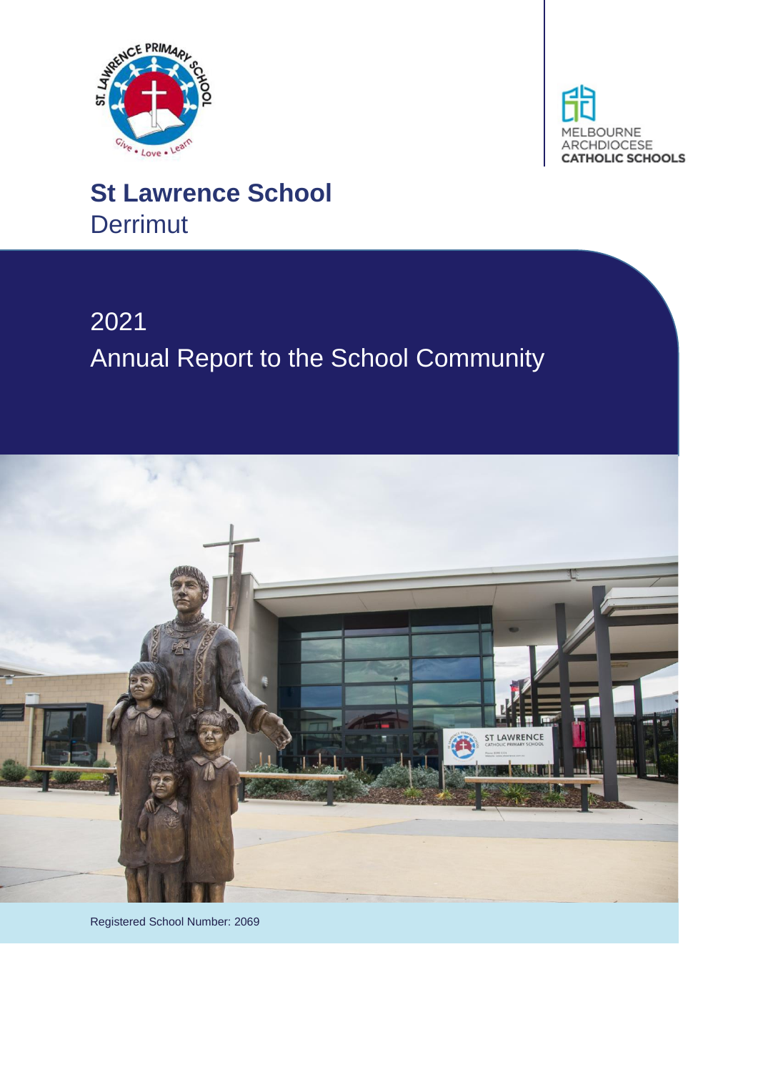MELBOURNE ARCHDIOCESE CATHOLIC SCHOOLS

# St Lawrence School

Derrimut

## 2021

## Annual Report to the School Community

Registered School Number: 2069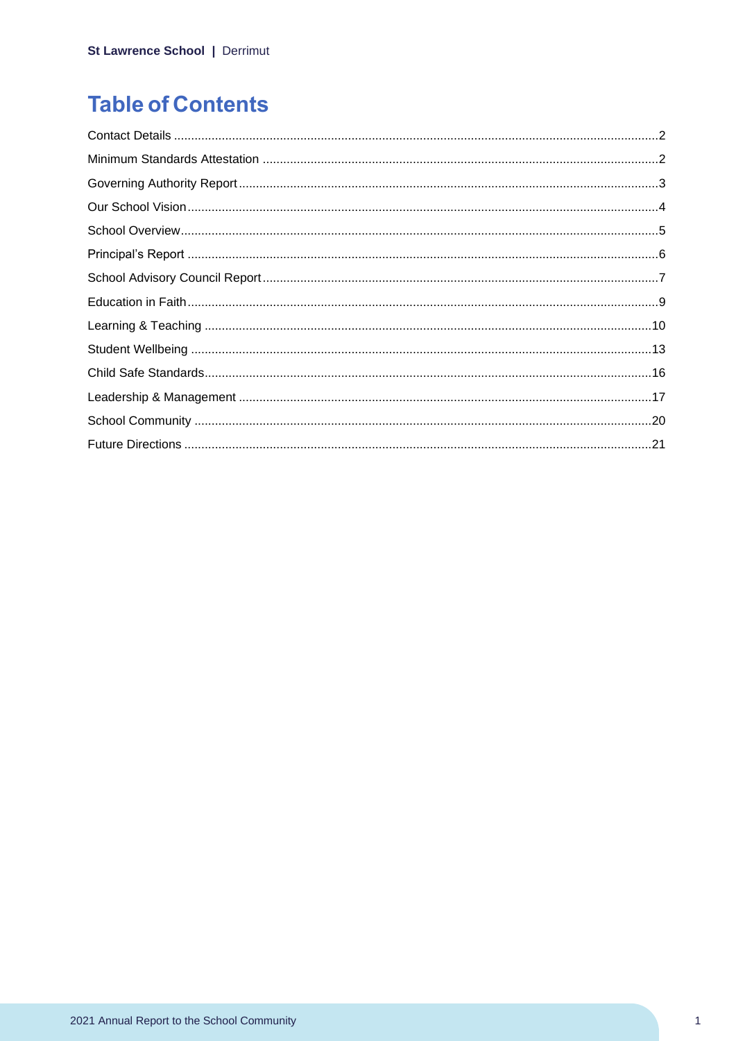# Table of Contents

Contact Details ....2
Minimum Standards Attestation ....2
Governing Authority Report ....3
Our School Vision ....4
School Overview ....5
Principal's Report ....6
School Advisory Council Report ....7
Education in Faith ....9
Learning & Teaching ....10
Student Wellbeing ....13
Child Safe Standards ....16
Leadership & Management ....17
School Community ....20
Future Directions ....21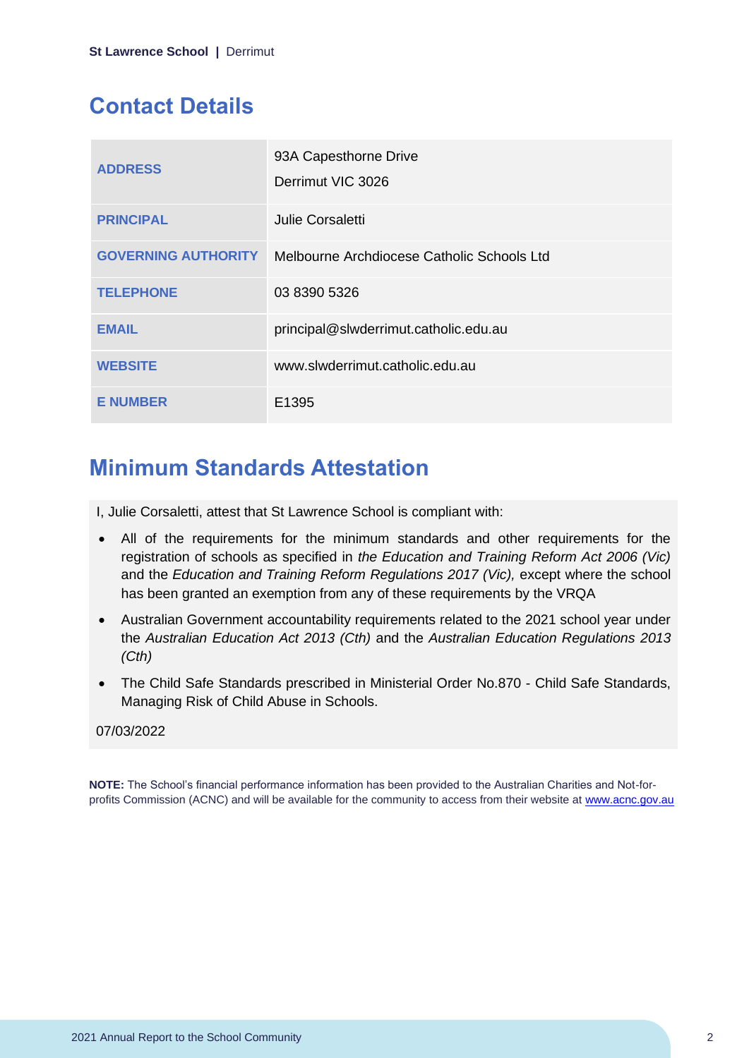## Contact Details

| | |
|---|---|
| **ADDRESS** | 93A Capesthorne Drive<br>Derrimut VIC 3026 |
| **PRINCIPAL** | Julie Corsaletti |
| **GOVERNING AUTHORITY** | Melbourne Archdiocese Catholic Schools Ltd |
| **TELEPHONE** | 03 8390 5326 |
| **EMAIL** | principal@slwderrimut.catholic.edu.au |
| **WEBSITE** | www.slwderrimut.catholic.edu.au |
| **E NUMBER** | E1395 |

## Minimum Standards Attestation

I, Julie Corsaletti, attest that St Lawrence School is compliant with:

- All of the requirements for the minimum standards and other requirements for the registration of schools as specified in *the Education and Training Reform Act 2006 (Vic)* and the *Education and Training Reform Regulations 2017 (Vic),* except where the school has been granted an exemption from any of these requirements by the VRQA
- Australian Government accountability requirements related to the 2021 school year under the *Australian Education Act 2013 (Cth)* and the *Australian Education Regulations 2013 (Cth)*
- The Child Safe Standards prescribed in Ministerial Order No.870 - Child Safe Standards, Managing Risk of Child Abuse in Schools.

07/03/2022

**NOTE:** The School's financial performance information has been provided to the Australian Charities and Not-for-profits Commission (ACNC) and will be available for the community to access from their website at www.acnc.gov.au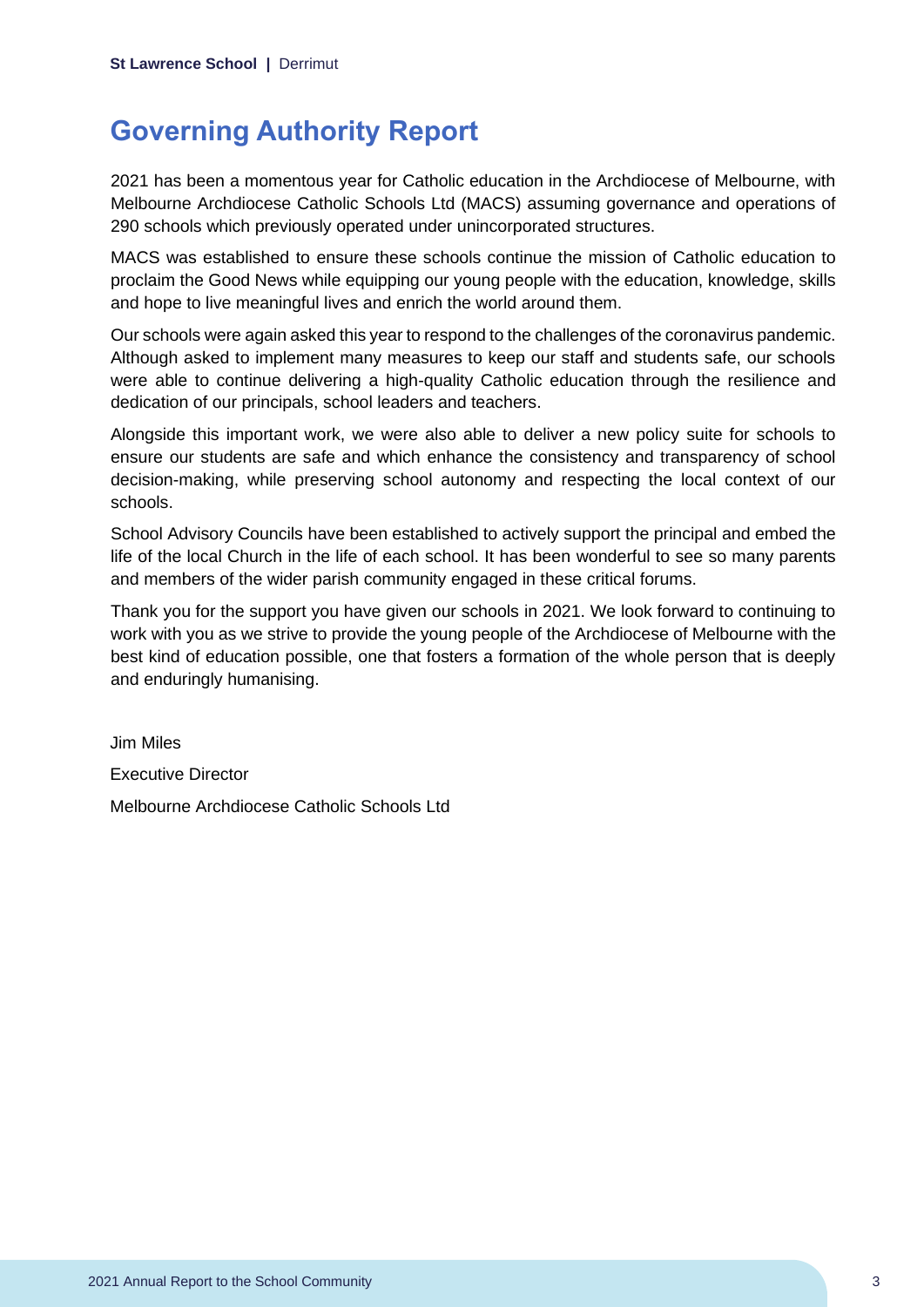# Governing Authority Report

2021 has been a momentous year for Catholic education in the Archdiocese of Melbourne, with Melbourne Archdiocese Catholic Schools Ltd (MACS) assuming governance and operations of 290 schools which previously operated under unincorporated structures.

MACS was established to ensure these schools continue the mission of Catholic education to proclaim the Good News while equipping our young people with the education, knowledge, skills and hope to live meaningful lives and enrich the world around them.

Our schools were again asked this year to respond to the challenges of the coronavirus pandemic. Although asked to implement many measures to keep our staff and students safe, our schools were able to continue delivering a high-quality Catholic education through the resilience and dedication of our principals, school leaders and teachers.

Alongside this important work, we were also able to deliver a new policy suite for schools to ensure our students are safe and which enhance the consistency and transparency of school decision-making, while preserving school autonomy and respecting the local context of our schools.

School Advisory Councils have been established to actively support the principal and embed the life of the local Church in the life of each school. It has been wonderful to see so many parents and members of the wider parish community engaged in these critical forums.

Thank you for the support you have given our schools in 2021. We look forward to continuing to work with you as we strive to provide the young people of the Archdiocese of Melbourne with the best kind of education possible, one that fosters a formation of the whole person that is deeply and enduringly humanising.

Jim Miles

Executive Director

Melbourne Archdiocese Catholic Schools Ltd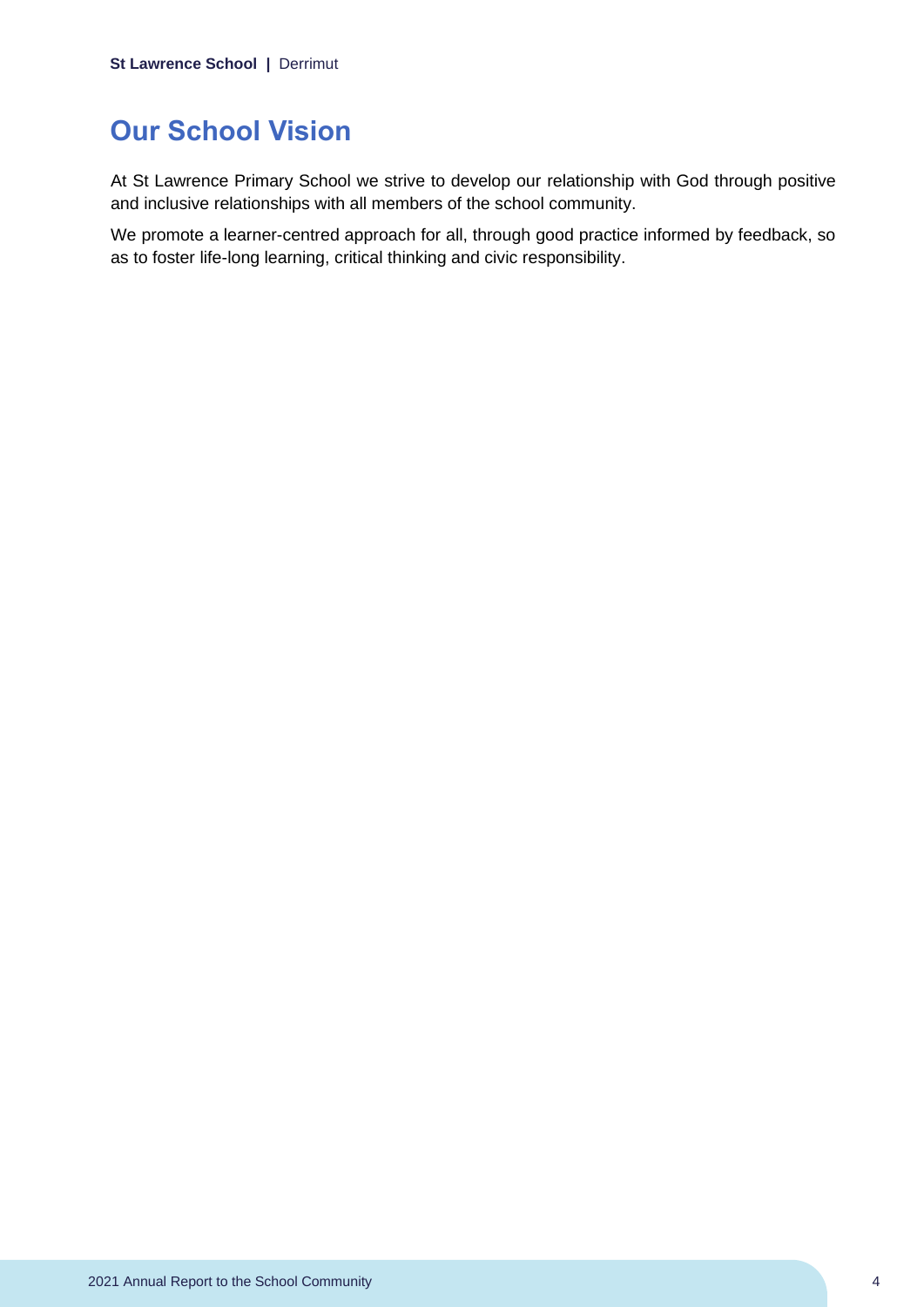# Our School Vision

At St Lawrence Primary School we strive to develop our relationship with God through positive and inclusive relationships with all members of the school community.

We promote a learner-centred approach for all, through good practice informed by feedback, so as to foster life-long learning, critical thinking and civic responsibility.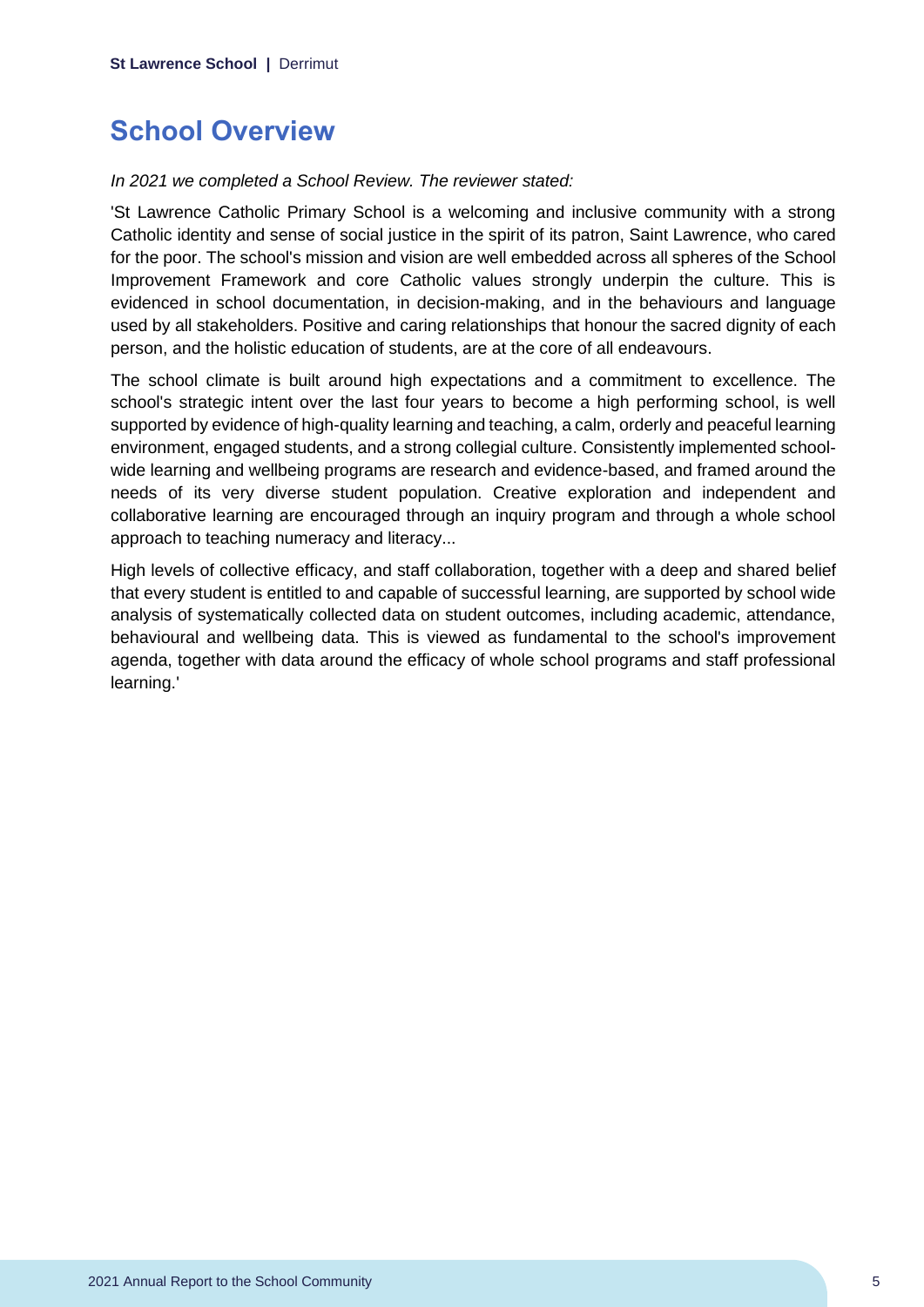# School Overview

*In 2021 we completed a School Review. The reviewer stated:*

'St Lawrence Catholic Primary School is a welcoming and inclusive community with a strong Catholic identity and sense of social justice in the spirit of its patron, Saint Lawrence, who cared for the poor. The school's mission and vision are well embedded across all spheres of the School Improvement Framework and core Catholic values strongly underpin the culture. This is evidenced in school documentation, in decision-making, and in the behaviours and language used by all stakeholders. Positive and caring relationships that honour the sacred dignity of each person, and the holistic education of students, are at the core of all endeavours.

The school climate is built around high expectations and a commitment to excellence. The school's strategic intent over the last four years to become a high performing school, is well supported by evidence of high-quality learning and teaching, a calm, orderly and peaceful learning environment, engaged students, and a strong collegial culture. Consistently implemented school-wide learning and wellbeing programs are research and evidence-based, and framed around the needs of its very diverse student population. Creative exploration and independent and collaborative learning are encouraged through an inquiry program and through a whole school approach to teaching numeracy and literacy...

High levels of collective efficacy, and staff collaboration, together with a deep and shared belief that every student is entitled to and capable of successful learning, are supported by school wide analysis of systematically collected data on student outcomes, including academic, attendance, behavioural and wellbeing data. This is viewed as fundamental to the school's improvement agenda, together with data around the efficacy of whole school programs and staff professional learning.'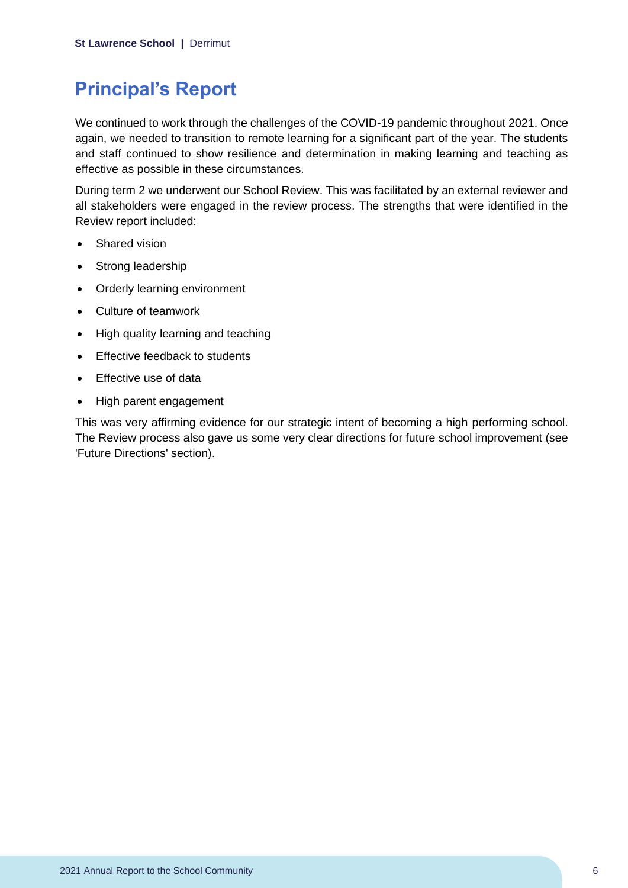# Principal's Report

We continued to work through the challenges of the COVID-19 pandemic throughout 2021. Once again, we needed to transition to remote learning for a significant part of the year. The students and staff continued to show resilience and determination in making learning and teaching as effective as possible in these circumstances.

During term 2 we underwent our School Review. This was facilitated by an external reviewer and all stakeholders were engaged in the review process. The strengths that were identified in the Review report included:

- Shared vision
- Strong leadership
- Orderly learning environment
- Culture of teamwork
- High quality learning and teaching
- Effective feedback to students
- Effective use of data
- High parent engagement

This was very affirming evidence for our strategic intent of becoming a high performing school. The Review process also gave us some very clear directions for future school improvement (see 'Future Directions' section).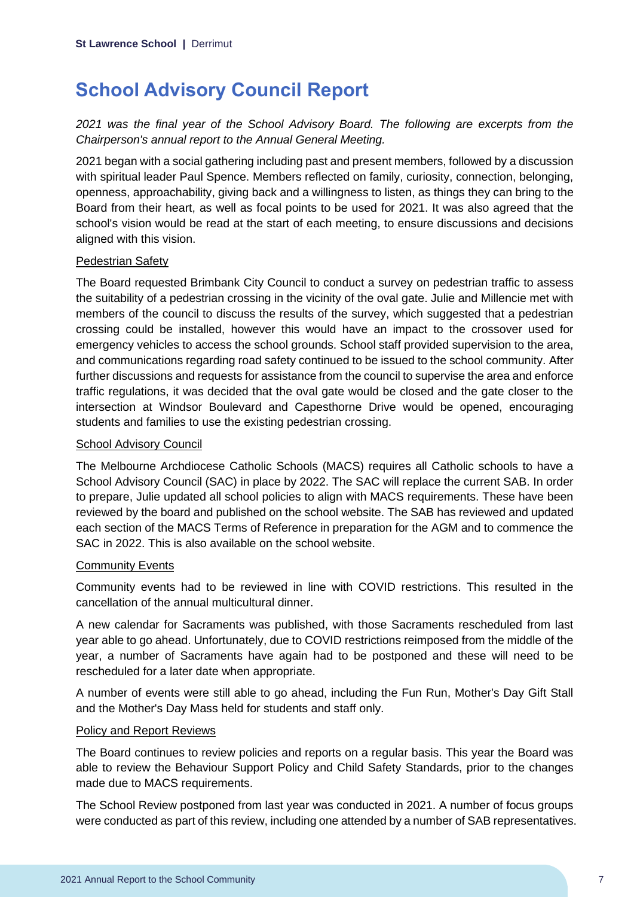# School Advisory Council Report

*2021 was the final year of the School Advisory Board. The following are excerpts from the Chairperson's annual report to the Annual General Meeting.*

2021 began with a social gathering including past and present members, followed by a discussion with spiritual leader Paul Spence. Members reflected on family, curiosity, connection, belonging, openness, approachability, giving back and a willingness to listen, as things they can bring to the Board from their heart, as well as focal points to be used for 2021. It was also agreed that the school's vision would be read at the start of each meeting, to ensure discussions and decisions aligned with this vision.

## Pedestrian Safety

The Board requested Brimbank City Council to conduct a survey on pedestrian traffic to assess the suitability of a pedestrian crossing in the vicinity of the oval gate. Julie and Millencie met with members of the council to discuss the results of the survey, which suggested that a pedestrian crossing could be installed, however this would have an impact to the crossover used for emergency vehicles to access the school grounds. School staff provided supervision to the area, and communications regarding road safety continued to be issued to the school community. After further discussions and requests for assistance from the council to supervise the area and enforce traffic regulations, it was decided that the oval gate would be closed and the gate closer to the intersection at Windsor Boulevard and Capesthorne Drive would be opened, encouraging students and families to use the existing pedestrian crossing.

## School Advisory Council

The Melbourne Archdiocese Catholic Schools (MACS) requires all Catholic schools to have a School Advisory Council (SAC) in place by 2022. The SAC will replace the current SAB. In order to prepare, Julie updated all school policies to align with MACS requirements. These have been reviewed by the board and published on the school website. The SAB has reviewed and updated each section of the MACS Terms of Reference in preparation for the AGM and to commence the SAC in 2022. This is also available on the school website.

## Community Events

Community events had to be reviewed in line with COVID restrictions. This resulted in the cancellation of the annual multicultural dinner.

A new calendar for Sacraments was published, with those Sacraments rescheduled from last year able to go ahead. Unfortunately, due to COVID restrictions reimposed from the middle of the year, a number of Sacraments have again had to be postponed and these will need to be rescheduled for a later date when appropriate.

A number of events were still able to go ahead, including the Fun Run, Mother's Day Gift Stall and the Mother's Day Mass held for students and staff only.

## Policy and Report Reviews

The Board continues to review policies and reports on a regular basis. This year the Board was able to review the Behaviour Support Policy and Child Safety Standards, prior to the changes made due to MACS requirements.

The School Review postponed from last year was conducted in 2021. A number of focus groups were conducted as part of this review, including one attended by a number of SAB representatives.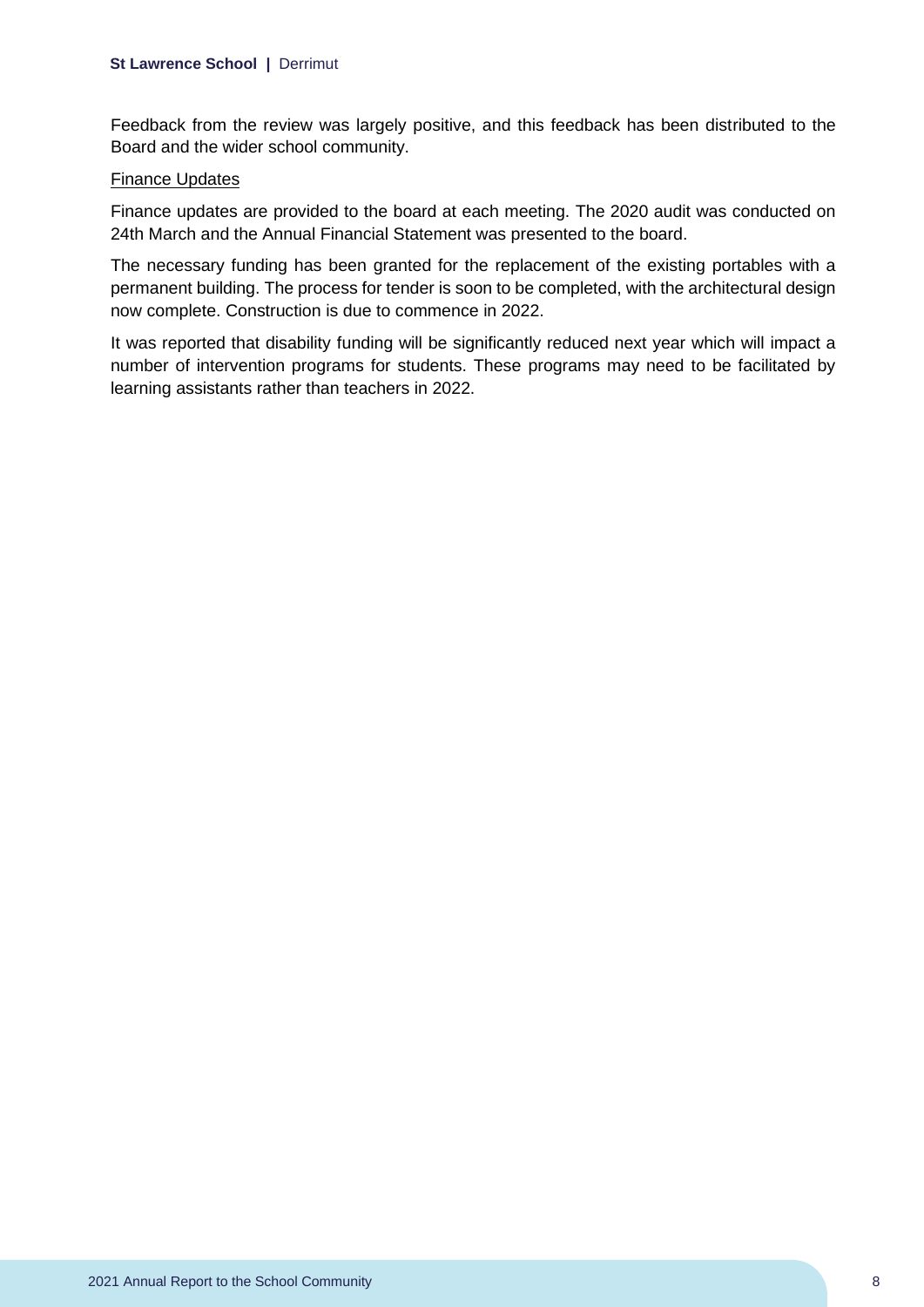Feedback from the review was largely positive, and this feedback has been distributed to the Board and the wider school community.

Finance Updates

Finance updates are provided to the board at each meeting. The 2020 audit was conducted on 24th March and the Annual Financial Statement was presented to the board.

The necessary funding has been granted for the replacement of the existing portables with a permanent building. The process for tender is soon to be completed, with the architectural design now complete. Construction is due to commence in 2022.

It was reported that disability funding will be significantly reduced next year which will impact a number of intervention programs for students. These programs may need to be facilitated by learning assistants rather than teachers in 2022.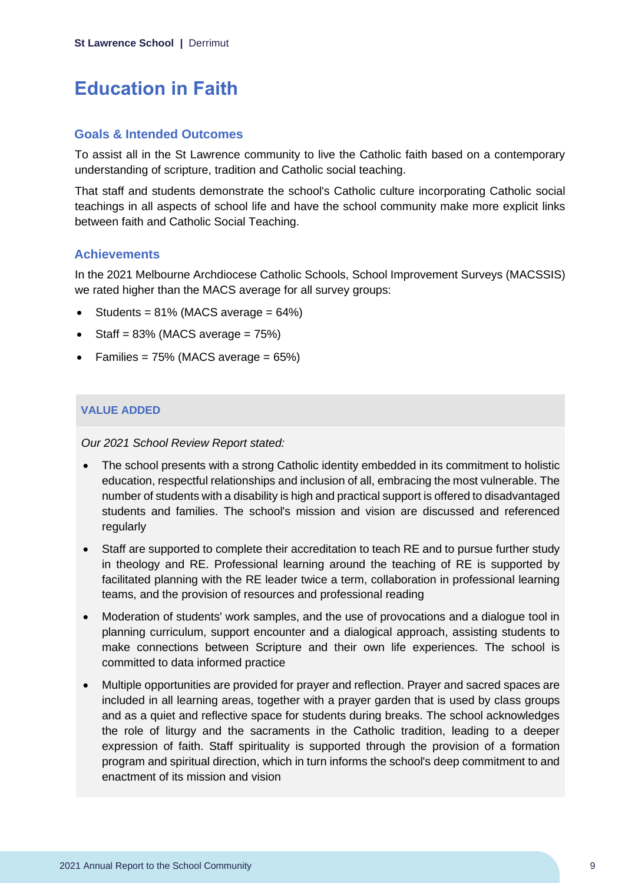# Education in Faith

## Goals & Intended Outcomes

To assist all in the St Lawrence community to live the Catholic faith based on a contemporary understanding of scripture, tradition and Catholic social teaching.

That staff and students demonstrate the school's Catholic culture incorporating Catholic social teachings in all aspects of school life and have the school community make more explicit links between faith and Catholic Social Teaching.

## Achievements

In the 2021 Melbourne Archdiocese Catholic Schools, School Improvement Surveys (MACSSIS) we rated higher than the MACS average for all survey groups:

- Students = 81% (MACS average = 64%)
- Staff = 83% (MACS average = 75%)
- Families = 75% (MACS average = 65%)

### VALUE ADDED

*Our 2021 School Review Report stated:*

- The school presents with a strong Catholic identity embedded in its commitment to holistic education, respectful relationships and inclusion of all, embracing the most vulnerable. The number of students with a disability is high and practical support is offered to disadvantaged students and families. The school's mission and vision are discussed and referenced regularly
- Staff are supported to complete their accreditation to teach RE and to pursue further study in theology and RE. Professional learning around the teaching of RE is supported by facilitated planning with the RE leader twice a term, collaboration in professional learning teams, and the provision of resources and professional reading
- Moderation of students' work samples, and the use of provocations and a dialogue tool in planning curriculum, support encounter and a dialogical approach, assisting students to make connections between Scripture and their own life experiences. The school is committed to data informed practice
- Multiple opportunities are provided for prayer and reflection. Prayer and sacred spaces are included in all learning areas, together with a prayer garden that is used by class groups and as a quiet and reflective space for students during breaks. The school acknowledges the role of liturgy and the sacraments in the Catholic tradition, leading to a deeper expression of faith. Staff spirituality is supported through the provision of a formation program and spiritual direction, which in turn informs the school's deep commitment to and enactment of its mission and vision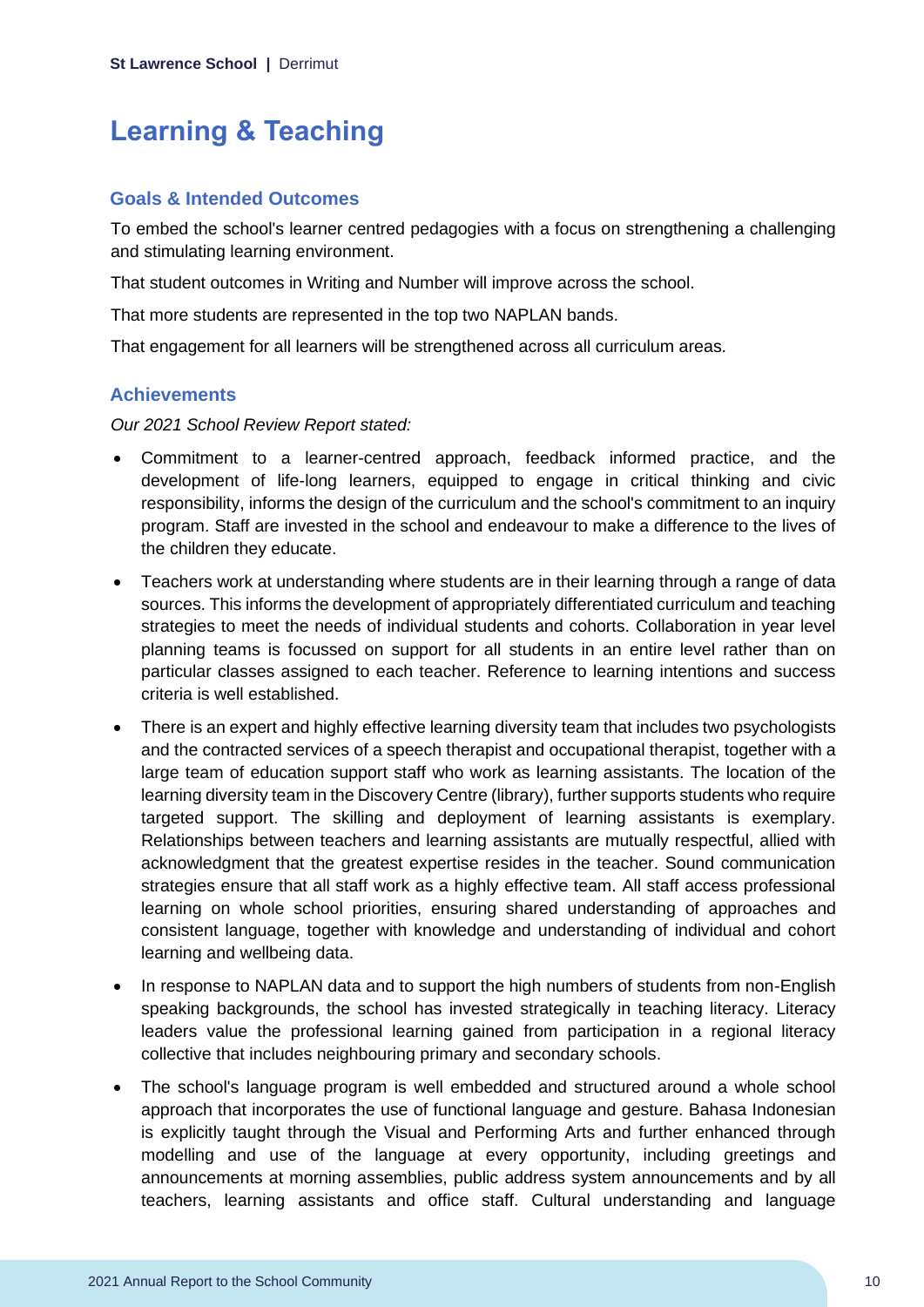# Learning & Teaching

## Goals & Intended Outcomes

To embed the school's learner centred pedagogies with a focus on strengthening a challenging and stimulating learning environment.

That student outcomes in Writing and Number will improve across the school.

That more students are represented in the top two NAPLAN bands.

That engagement for all learners will be strengthened across all curriculum areas.

## Achievements

*Our 2021 School Review Report stated:*

- Commitment to a learner-centred approach, feedback informed practice, and the development of life-long learners, equipped to engage in critical thinking and civic responsibility, informs the design of the curriculum and the school's commitment to an inquiry program. Staff are invested in the school and endeavour to make a difference to the lives of the children they educate.
- Teachers work at understanding where students are in their learning through a range of data sources. This informs the development of appropriately differentiated curriculum and teaching strategies to meet the needs of individual students and cohorts. Collaboration in year level planning teams is focussed on support for all students in an entire level rather than on particular classes assigned to each teacher. Reference to learning intentions and success criteria is well established.
- There is an expert and highly effective learning diversity team that includes two psychologists and the contracted services of a speech therapist and occupational therapist, together with a large team of education support staff who work as learning assistants. The location of the learning diversity team in the Discovery Centre (library), further supports students who require targeted support. The skilling and deployment of learning assistants is exemplary. Relationships between teachers and learning assistants are mutually respectful, allied with acknowledgment that the greatest expertise resides in the teacher. Sound communication strategies ensure that all staff work as a highly effective team. All staff access professional learning on whole school priorities, ensuring shared understanding of approaches and consistent language, together with knowledge and understanding of individual and cohort learning and wellbeing data.
- In response to NAPLAN data and to support the high numbers of students from non-English speaking backgrounds, the school has invested strategically in teaching literacy. Literacy leaders value the professional learning gained from participation in a regional literacy collective that includes neighbouring primary and secondary schools.
- The school's language program is well embedded and structured around a whole school approach that incorporates the use of functional language and gesture. Bahasa Indonesian is explicitly taught through the Visual and Performing Arts and further enhanced through modelling and use of the language at every opportunity, including greetings and announcements at morning assemblies, public address system announcements and by all teachers, learning assistants and office staff. Cultural understanding and language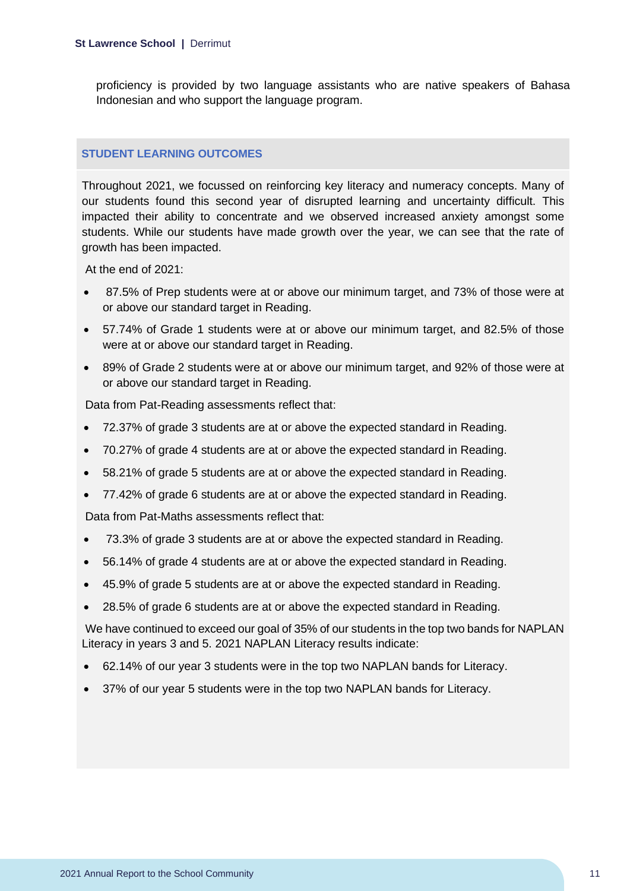proficiency is provided by two language assistants who are native speakers of Bahasa Indonesian and who support the language program.

## STUDENT LEARNING OUTCOMES

Throughout 2021, we focussed on reinforcing key literacy and numeracy concepts. Many of our students found this second year of disrupted learning and uncertainty difficult. This impacted their ability to concentrate and we observed increased anxiety amongst some students. While our students have made growth over the year, we can see that the rate of growth has been impacted.

At the end of 2021:

- 87.5% of Prep students were at or above our minimum target, and 73% of those were at or above our standard target in Reading.
- 57.74% of Grade 1 students were at or above our minimum target, and 82.5% of those were at or above our standard target in Reading.
- 89% of Grade 2 students were at or above our minimum target, and 92% of those were at or above our standard target in Reading.

Data from Pat-Reading assessments reflect that:

- 72.37% of grade 3 students are at or above the expected standard in Reading.
- 70.27% of grade 4 students are at or above the expected standard in Reading.
- 58.21% of grade 5 students are at or above the expected standard in Reading.
- 77.42% of grade 6 students are at or above the expected standard in Reading.

Data from Pat-Maths assessments reflect that:

- 73.3% of grade 3 students are at or above the expected standard in Reading.
- 56.14% of grade 4 students are at or above the expected standard in Reading.
- 45.9% of grade 5 students are at or above the expected standard in Reading.
- 28.5% of grade 6 students are at or above the expected standard in Reading.

We have continued to exceed our goal of 35% of our students in the top two bands for NAPLAN Literacy in years 3 and 5. 2021 NAPLAN Literacy results indicate:

- 62.14% of our year 3 students were in the top two NAPLAN bands for Literacy.
- 37% of our year 5 students were in the top two NAPLAN bands for Literacy.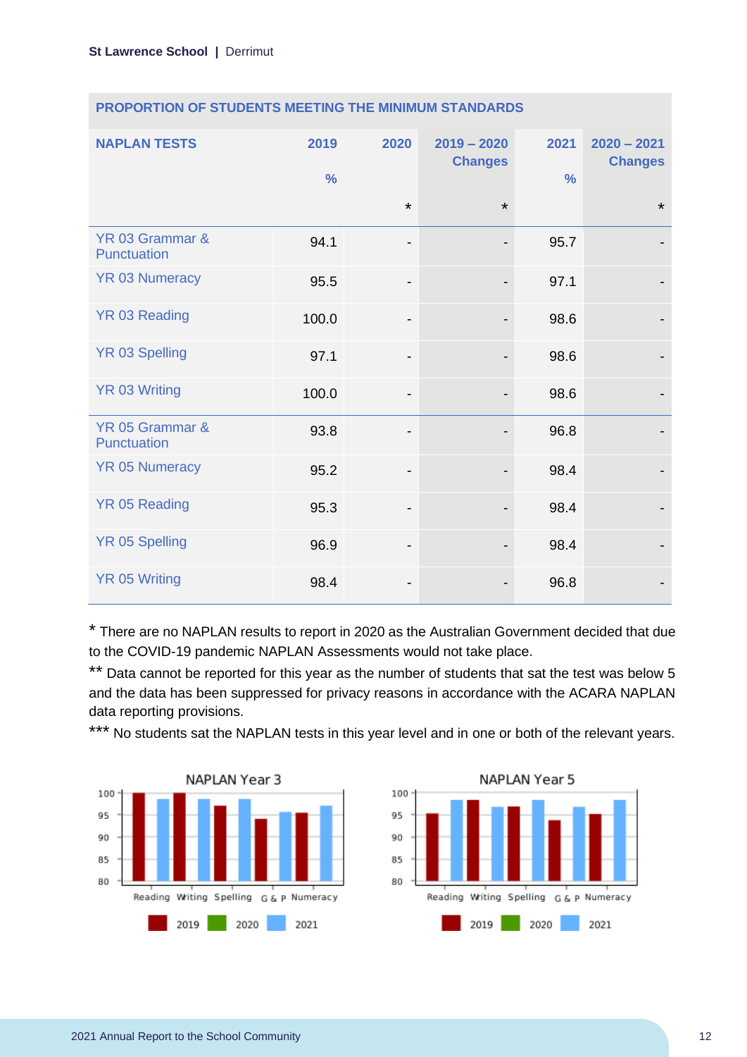## PROPORTION OF STUDENTS MEETING THE MINIMUM STANDARDS

| NAPLAN TESTS | 2019 % | 2020 * | 2019 – 2020 Changes * | 2021 % | 2020 – 2021 Changes * |
|---|---|---|---|---|---|
| YR 03 Grammar & Punctuation | 94.1 | - | - | 95.7 | - |
| YR 03 Numeracy | 95.5 | - | - | 97.1 | - |
| YR 03 Reading | 100.0 | - | - | 98.6 | - |
| YR 03 Spelling | 97.1 | - | - | 98.6 | - |
| YR 03 Writing | 100.0 | - | - | 98.6 | - |
| YR 05 Grammar & Punctuation | 93.8 | - | - | 96.8 | - |
| YR 05 Numeracy | 95.2 | - | - | 98.4 | - |
| YR 05 Reading | 95.3 | - | - | 98.4 | - |
| YR 05 Spelling | 96.9 | - | - | 98.4 | - |
| YR 05 Writing | 98.4 | - | - | 96.8 | - |

\* There are no NAPLAN results to report in 2020 as the Australian Government decided that due to the COVID-19 pandemic NAPLAN Assessments would not take place.

\*\* Data cannot be reported for this year as the number of students that sat the test was below 5 and the data has been suppressed for privacy reasons in accordance with the ACARA NAPLAN data reporting provisions.

\*\*\* No students sat the NAPLAN tests in this year level and in one or both of the relevant years.

NAPLAN Year 3

NAPLAN Year 5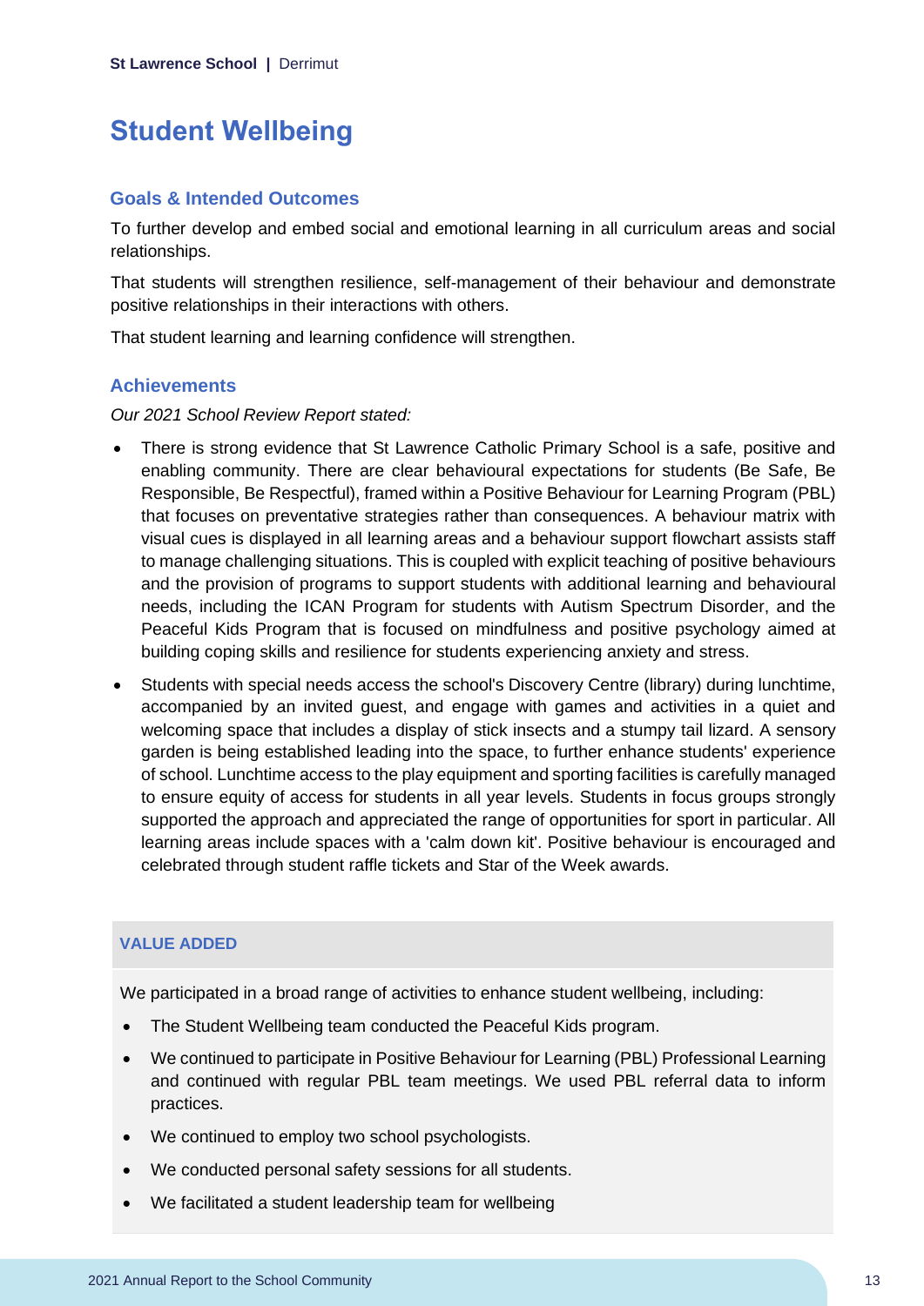# Student Wellbeing

## Goals & Intended Outcomes

To further develop and embed social and emotional learning in all curriculum areas and social relationships.

That students will strengthen resilience, self-management of their behaviour and demonstrate positive relationships in their interactions with others.

That student learning and learning confidence will strengthen.

## Achievements

*Our 2021 School Review Report stated:*

- There is strong evidence that St Lawrence Catholic Primary School is a safe, positive and enabling community. There are clear behavioural expectations for students (Be Safe, Be Responsible, Be Respectful), framed within a Positive Behaviour for Learning Program (PBL) that focuses on preventative strategies rather than consequences. A behaviour matrix with visual cues is displayed in all learning areas and a behaviour support flowchart assists staff to manage challenging situations. This is coupled with explicit teaching of positive behaviours and the provision of programs to support students with additional learning and behavioural needs, including the ICAN Program for students with Autism Spectrum Disorder, and the Peaceful Kids Program that is focused on mindfulness and positive psychology aimed at building coping skills and resilience for students experiencing anxiety and stress.
- Students with special needs access the school's Discovery Centre (library) during lunchtime, accompanied by an invited guest, and engage with games and activities in a quiet and welcoming space that includes a display of stick insects and a stumpy tail lizard. A sensory garden is being established leading into the space, to further enhance students' experience of school. Lunchtime access to the play equipment and sporting facilities is carefully managed to ensure equity of access for students in all year levels. Students in focus groups strongly supported the approach and appreciated the range of opportunities for sport in particular. All learning areas include spaces with a 'calm down kit'. Positive behaviour is encouraged and celebrated through student raffle tickets and Star of the Week awards.

### VALUE ADDED

We participated in a broad range of activities to enhance student wellbeing, including:

- The Student Wellbeing team conducted the Peaceful Kids program.
- We continued to participate in Positive Behaviour for Learning (PBL) Professional Learning and continued with regular PBL team meetings. We used PBL referral data to inform practices.
- We continued to employ two school psychologists.
- We conducted personal safety sessions for all students.
- We facilitated a student leadership team for wellbeing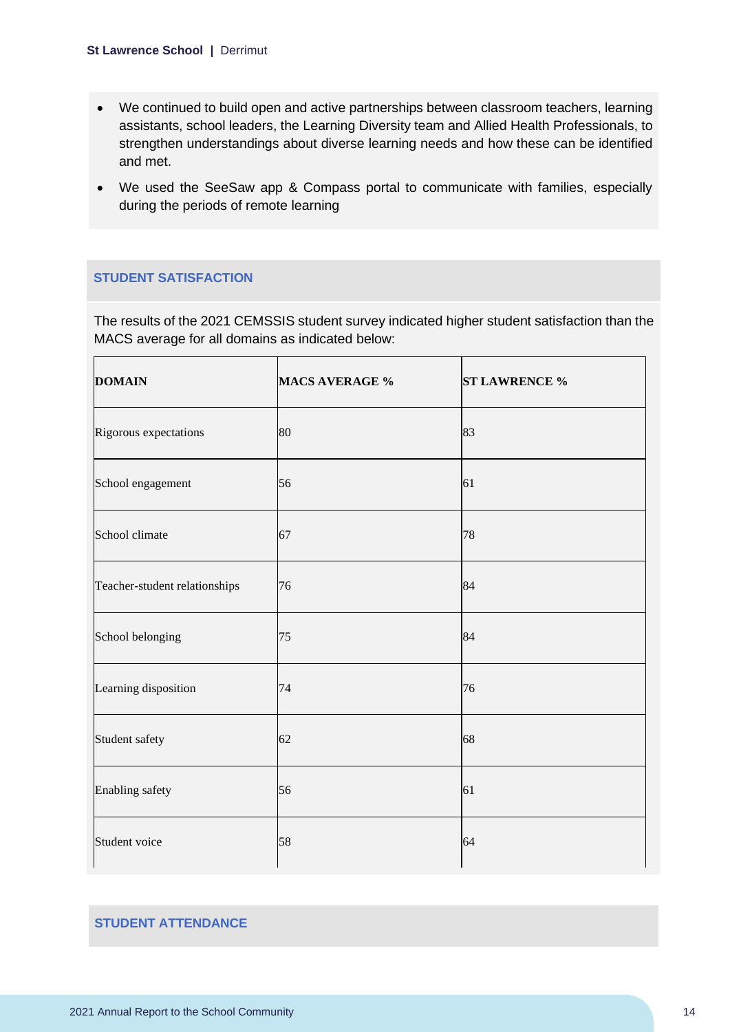- We continued to build open and active partnerships between classroom teachers, learning assistants, school leaders, the Learning Diversity team and Allied Health Professionals, to strengthen understandings about diverse learning needs and how these can be identified and met.
- We used the SeeSaw app & Compass portal to communicate with families, especially during the periods of remote learning

## STUDENT SATISFACTION

The results of the 2021 CEMSSIS student survey indicated higher student satisfaction than the MACS average for all domains as indicated below:

| DOMAIN | MACS AVERAGE % | ST LAWRENCE % |
|---|---|---|
| Rigorous expectations | 80 | 83 |
| School engagement | 56 | 61 |
| School climate | 67 | 78 |
| Teacher-student relationships | 76 | 84 |
| School belonging | 75 | 84 |
| Learning disposition | 74 | 76 |
| Student safety | 62 | 68 |
| Enabling safety | 56 | 61 |
| Student voice | 58 | 64 |

## STUDENT ATTENDANCE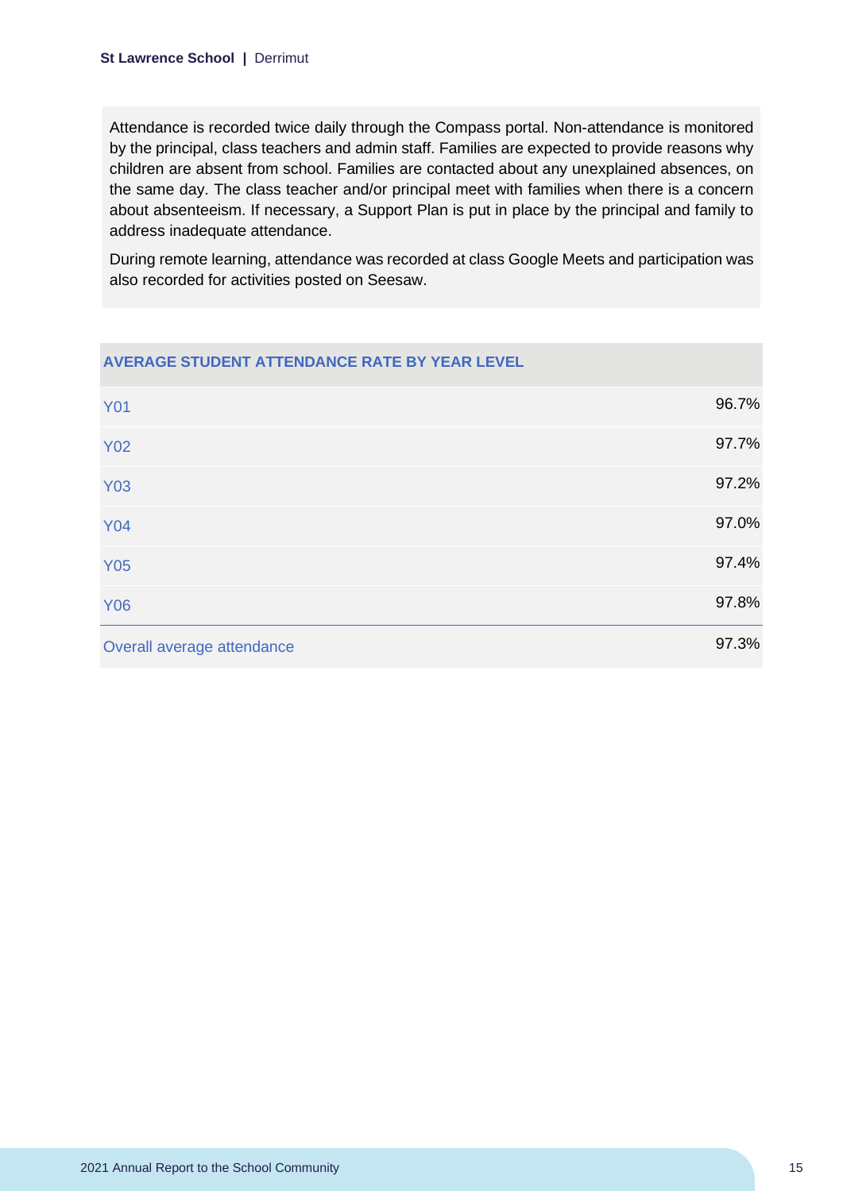Attendance is recorded twice daily through the Compass portal. Non-attendance is monitored by the principal, class teachers and admin staff. Families are expected to provide reasons why children are absent from school. Families are contacted about any unexplained absences, on the same day. The class teacher and/or principal meet with families when there is a concern about absenteeism. If necessary, a Support Plan is put in place by the principal and family to address inadequate attendance.

During remote learning, attendance was recorded at class Google Meets and participation was also recorded for activities posted on Seesaw.

| AVERAGE STUDENT ATTENDANCE RATE BY YEAR LEVEL | |
|---|---|
| Y01 | 96.7% |
| Y02 | 97.7% |
| Y03 | 97.2% |
| Y04 | 97.0% |
| Y05 | 97.4% |
| Y06 | 97.8% |
| Overall average attendance | 97.3% |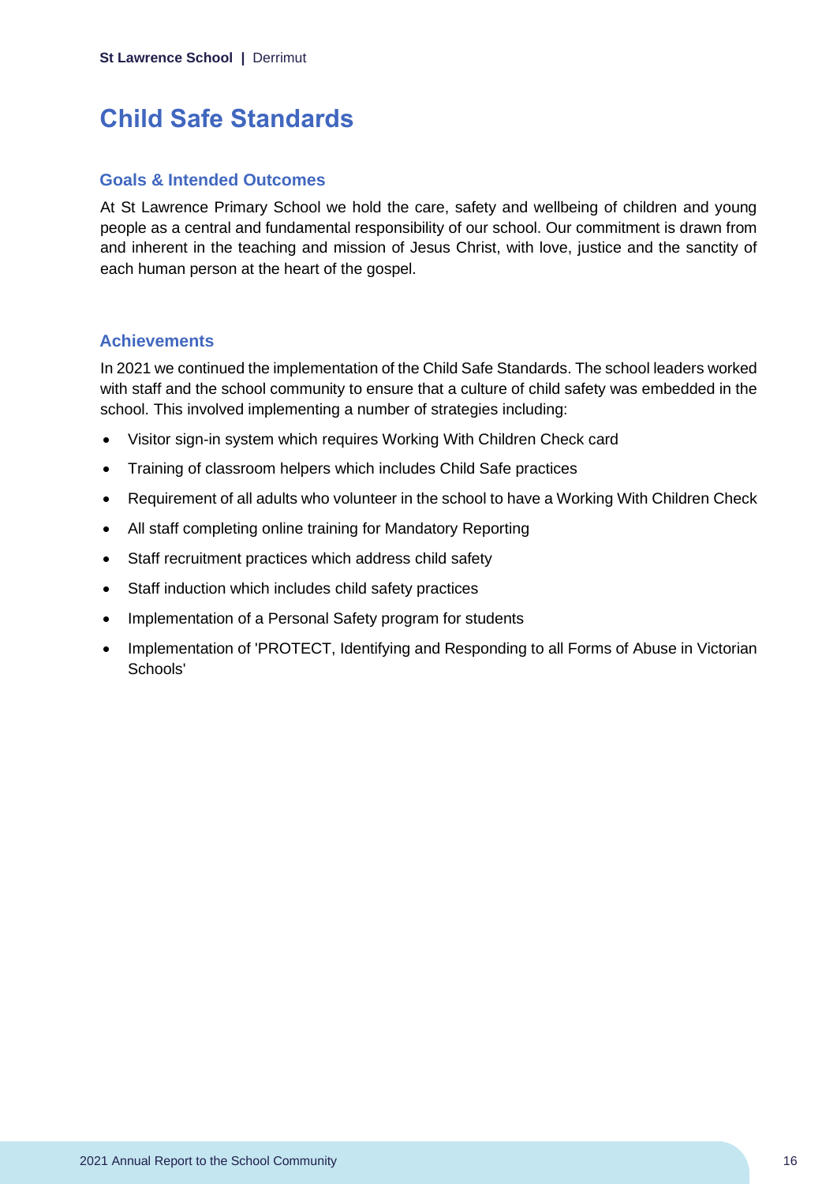# Child Safe Standards

## Goals & Intended Outcomes

At St Lawrence Primary School we hold the care, safety and wellbeing of children and young people as a central and fundamental responsibility of our school. Our commitment is drawn from and inherent in the teaching and mission of Jesus Christ, with love, justice and the sanctity of each human person at the heart of the gospel.

## Achievements

In 2021 we continued the implementation of the Child Safe Standards. The school leaders worked with staff and the school community to ensure that a culture of child safety was embedded in the school. This involved implementing a number of strategies including:

- Visitor sign-in system which requires Working With Children Check card
- Training of classroom helpers which includes Child Safe practices
- Requirement of all adults who volunteer in the school to have a Working With Children Check
- All staff completing online training for Mandatory Reporting
- Staff recruitment practices which address child safety
- Staff induction which includes child safety practices
- Implementation of a Personal Safety program for students
- Implementation of 'PROTECT, Identifying and Responding to all Forms of Abuse in Victorian Schools'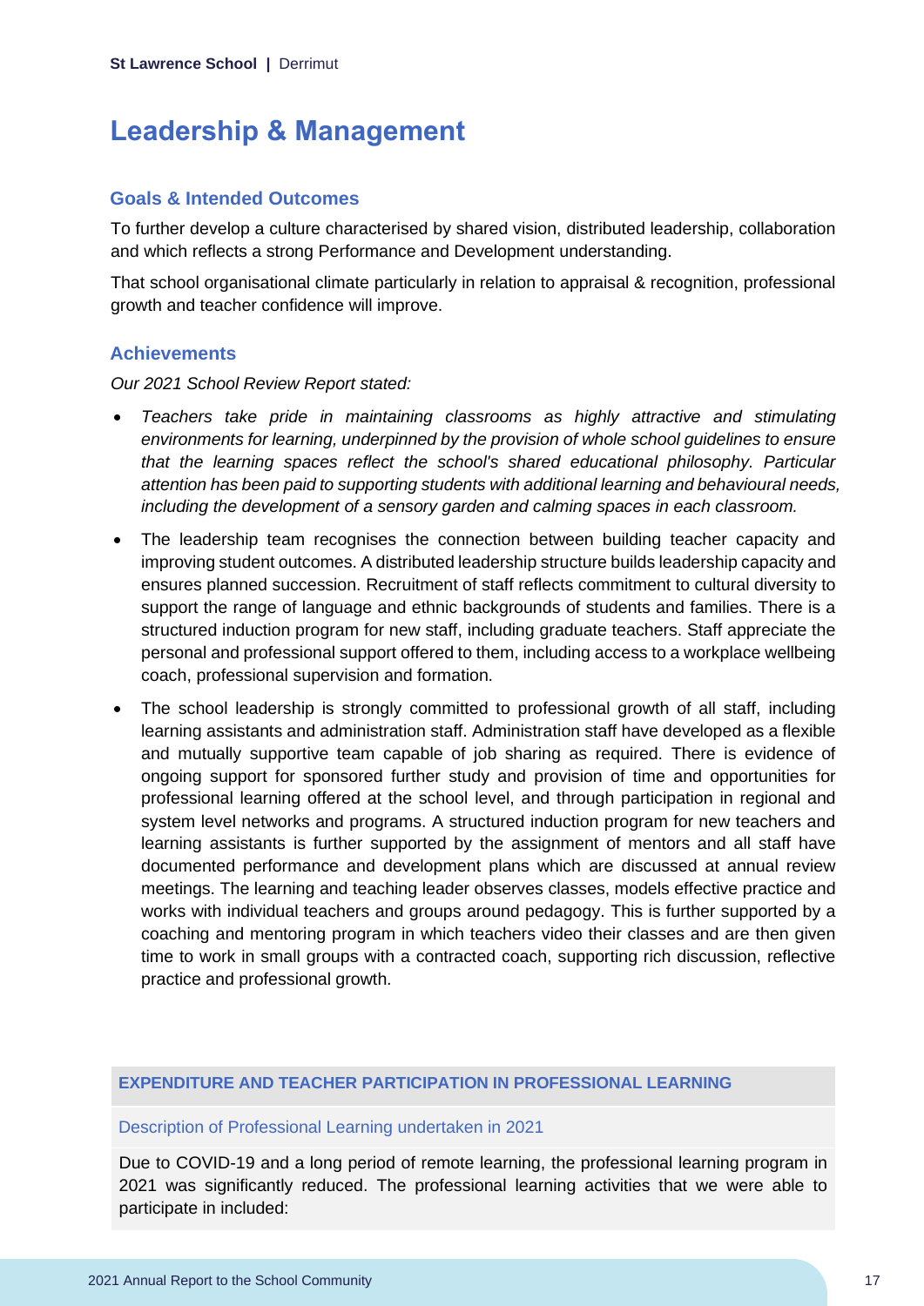# Leadership & Management

## Goals & Intended Outcomes

To further develop a culture characterised by shared vision, distributed leadership, collaboration and which reflects a strong Performance and Development understanding.

That school organisational climate particularly in relation to appraisal & recognition, professional growth and teacher confidence will improve.

## Achievements

*Our 2021 School Review Report stated:*

- *Teachers take pride in maintaining classrooms as highly attractive and stimulating environments for learning, underpinned by the provision of whole school guidelines to ensure that the learning spaces reflect the school's shared educational philosophy. Particular attention has been paid to supporting students with additional learning and behavioural needs, including the development of a sensory garden and calming spaces in each classroom.*
- The leadership team recognises the connection between building teacher capacity and improving student outcomes. A distributed leadership structure builds leadership capacity and ensures planned succession. Recruitment of staff reflects commitment to cultural diversity to support the range of language and ethnic backgrounds of students and families. There is a structured induction program for new staff, including graduate teachers. Staff appreciate the personal and professional support offered to them, including access to a workplace wellbeing coach, professional supervision and formation.
- The school leadership is strongly committed to professional growth of all staff, including learning assistants and administration staff. Administration staff have developed as a flexible and mutually supportive team capable of job sharing as required. There is evidence of ongoing support for sponsored further study and provision of time and opportunities for professional learning offered at the school level, and through participation in regional and system level networks and programs. A structured induction program for new teachers and learning assistants is further supported by the assignment of mentors and all staff have documented performance and development plans which are discussed at annual review meetings. The learning and teaching leader observes classes, models effective practice and works with individual teachers and groups around pedagogy. This is further supported by a coaching and mentoring program in which teachers video their classes and are then given time to work in small groups with a contracted coach, supporting rich discussion, reflective practice and professional growth.

| EXPENDITURE AND TEACHER PARTICIPATION IN PROFESSIONAL LEARNING |
|---|
| Description of Professional Learning undertaken in 2021 |
| Due to COVID-19 and a long period of remote learning, the professional learning program in 2021 was significantly reduced. The professional learning activities that we were able to participate in included: |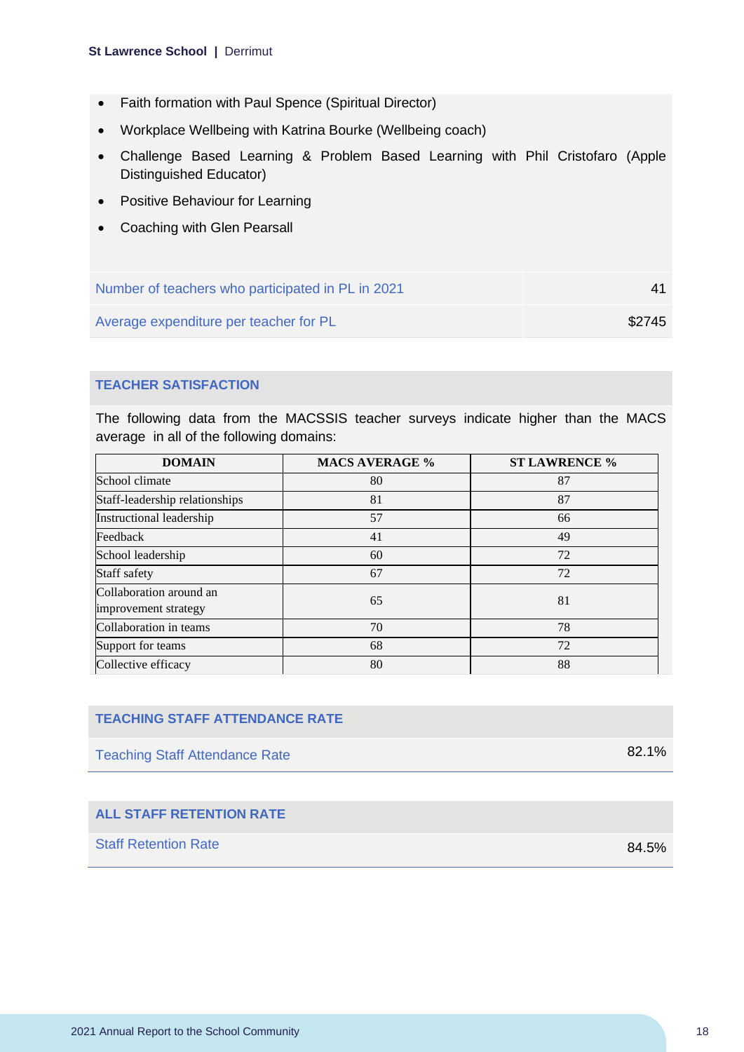- Faith formation with Paul Spence (Spiritual Director)
- Workplace Wellbeing with Katrina Bourke (Wellbeing coach)
- Challenge Based Learning & Problem Based Learning with Phil Cristofaro (Apple Distinguished Educator)
- Positive Behaviour for Learning
- Coaching with Glen Pearsall

| | |
|---|---|
| Number of teachers who participated in PL in 2021 | 41 |
| Average expenditure per teacher for PL | $2745 |

## TEACHER SATISFACTION

The following data from the MACSSIS teacher surveys indicate higher than the MACS average in all of the following domains:

| DOMAIN | MACS AVERAGE % | ST LAWRENCE % |
|---|---|---|
| School climate | 80 | 87 |
| Staff-leadership relationships | 81 | 87 |
| Instructional leadership | 57 | 66 |
| Feedback | 41 | 49 |
| School leadership | 60 | 72 |
| Staff safety | 67 | 72 |
| Collaboration around an improvement strategy | 65 | 81 |
| Collaboration in teams | 70 | 78 |
| Support for teams | 68 | 72 |
| Collective efficacy | 80 | 88 |

## TEACHING STAFF ATTENDANCE RATE

| | |
|---|---|
| Teaching Staff Attendance Rate | 82.1% |

## ALL STAFF RETENTION RATE

| | |
|---|---|
| Staff Retention Rate | 84.5% |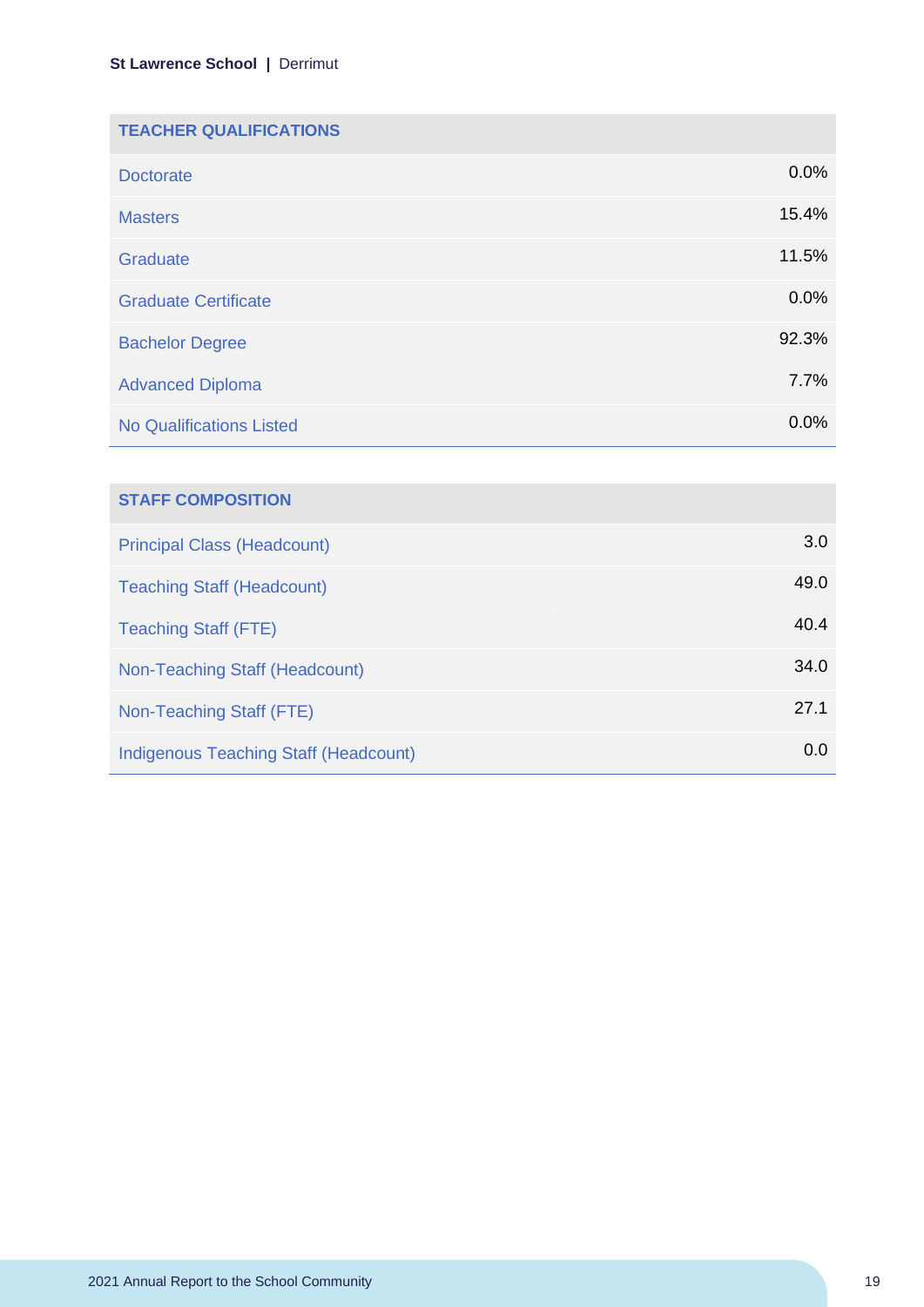| TEACHER QUALIFICATIONS | |
|---|---|
| Doctorate | 0.0% |
| Masters | 15.4% |
| Graduate | 11.5% |
| Graduate Certificate | 0.0% |
| Bachelor Degree | 92.3% |
| Advanced Diploma | 7.7% |
| No Qualifications Listed | 0.0% |

| STAFF COMPOSITION | |
|---|---|
| Principal Class (Headcount) | 3.0 |
| Teaching Staff (Headcount) | 49.0 |
| Teaching Staff (FTE) | 40.4 |
| Non-Teaching Staff (Headcount) | 34.0 |
| Non-Teaching Staff (FTE) | 27.1 |
| Indigenous Teaching Staff (Headcount) | 0.0 |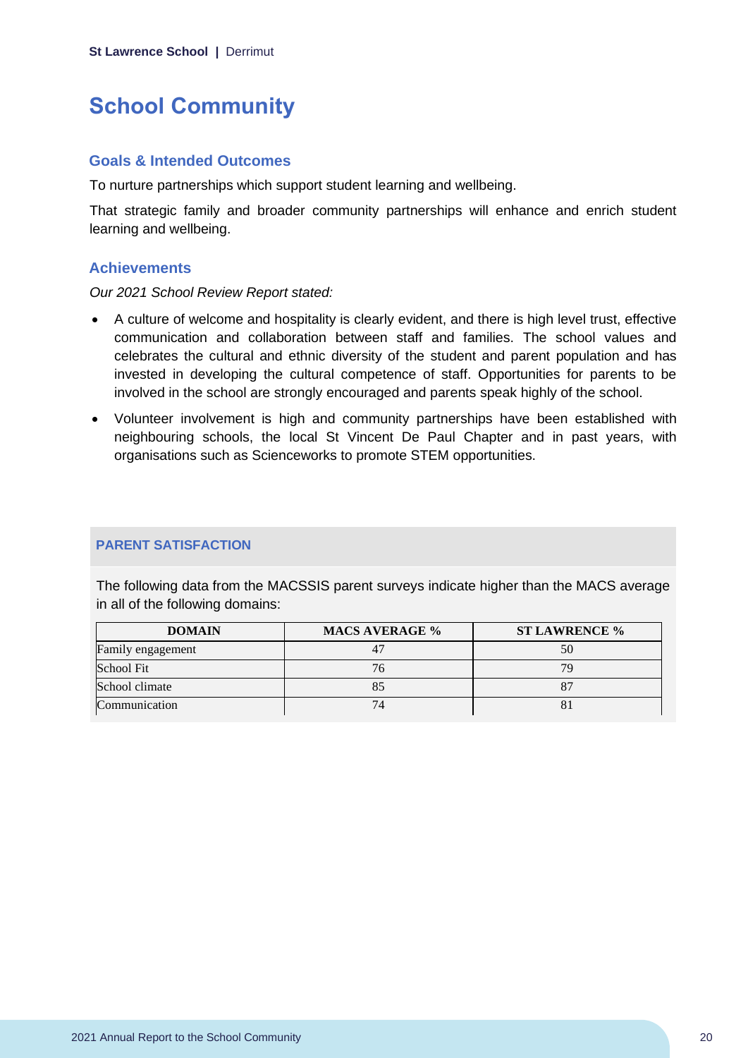# School Community

## Goals & Intended Outcomes

To nurture partnerships which support student learning and wellbeing.

That strategic family and broader community partnerships will enhance and enrich student learning and wellbeing.

## Achievements

*Our 2021 School Review Report stated:*

- A culture of welcome and hospitality is clearly evident, and there is high level trust, effective communication and collaboration between staff and families. The school values and celebrates the cultural and ethnic diversity of the student and parent population and has invested in developing the cultural competence of staff. Opportunities for parents to be involved in the school are strongly encouraged and parents speak highly of the school.
- Volunteer involvement is high and community partnerships have been established with neighbouring schools, the local St Vincent De Paul Chapter and in past years, with organisations such as Scienceworks to promote STEM opportunities.

### PARENT SATISFACTION

The following data from the MACSSIS parent surveys indicate higher than the MACS average in all of the following domains:

| DOMAIN | MACS AVERAGE % | ST LAWRENCE % |
|---|---|---|
| Family engagement | 47 | 50 |
| School Fit | 76 | 79 |
| School climate | 85 | 87 |
| Communication | 74 | 81 |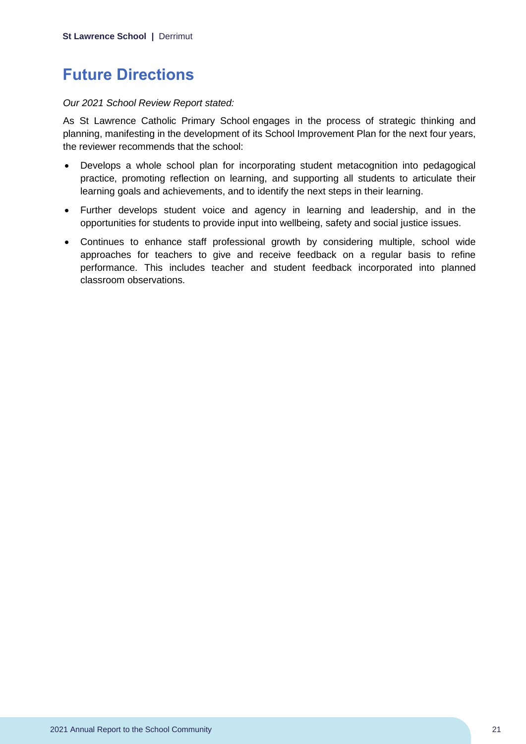# Future Directions

*Our 2021 School Review Report stated:*

As St Lawrence Catholic Primary School engages in the process of strategic thinking and planning, manifesting in the development of its School Improvement Plan for the next four years, the reviewer recommends that the school:

- Develops a whole school plan for incorporating student metacognition into pedagogical practice, promoting reflection on learning, and supporting all students to articulate their learning goals and achievements, and to identify the next steps in their learning.
- Further develops student voice and agency in learning and leadership, and in the opportunities for students to provide input into wellbeing, safety and social justice issues.
- Continues to enhance staff professional growth by considering multiple, school wide approaches for teachers to give and receive feedback on a regular basis to refine performance. This includes teacher and student feedback incorporated into planned classroom observations.